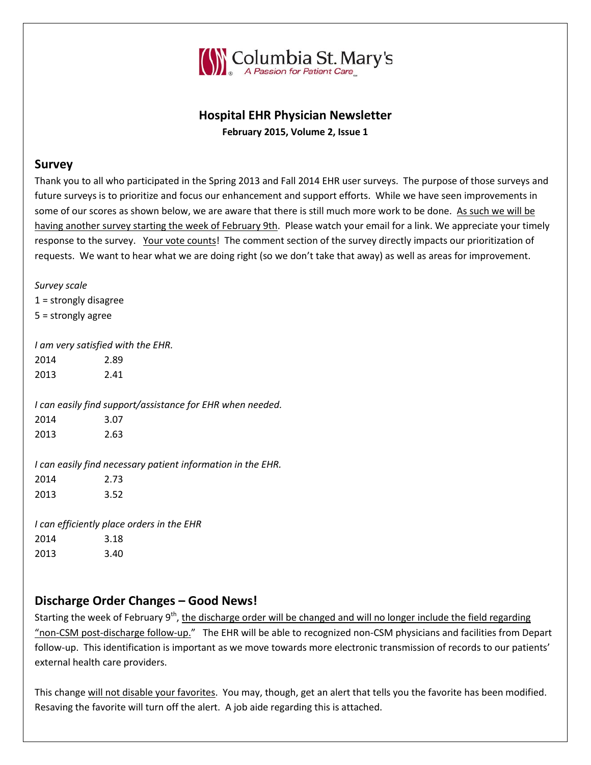Columbia St. Mary's
A Passion for Patient Care

# Hospital EHR Physician Newsletter

**February 2015, Volume 2, Issue 1**

## Survey

Thank you to all who participated in the Spring 2013 and Fall 2014 EHR user surveys. The purpose of those surveys and future surveys is to prioritize and focus our enhancement and support efforts. While we have seen improvements in some of our scores as shown below, we are aware that there is still much more work to be done. As such we will be having another survey starting the week of February 9th. Please watch your email for a link. We appreciate your timely response to the survey. Your vote counts! The comment section of the survey directly impacts our prioritization of requests. We want to hear what we are doing right (so we don't take that away) as well as areas for improvement.

*Survey scale*
1 = strongly disagree
5 = strongly agree

*I am very satisfied with the EHR.*

| | |
|---|---|
| 2014 | 2.89 |
| 2013 | 2.41 |

*I can easily find support/assistance for EHR when needed.*

| | |
|---|---|
| 2014 | 3.07 |
| 2013 | 2.63 |

*I can easily find necessary patient information in the EHR.*

| | |
|---|---|
| 2014 | 2.73 |
| 2013 | 3.52 |

*I can efficiently place orders in the EHR*

| | |
|---|---|
| 2014 | 3.18 |
| 2013 | 3.40 |

## Discharge Order Changes – Good News!

Starting the week of February 9th, the discharge order will be changed and will no longer include the field regarding "non-CSM post-discharge follow-up." The EHR will be able to recognized non-CSM physicians and facilities from Depart follow-up. This identification is important as we move towards more electronic transmission of records to our patients' external health care providers.

This change will not disable your favorites. You may, though, get an alert that tells you the favorite has been modified. Resaving the favorite will turn off the alert. A job aide regarding this is attached.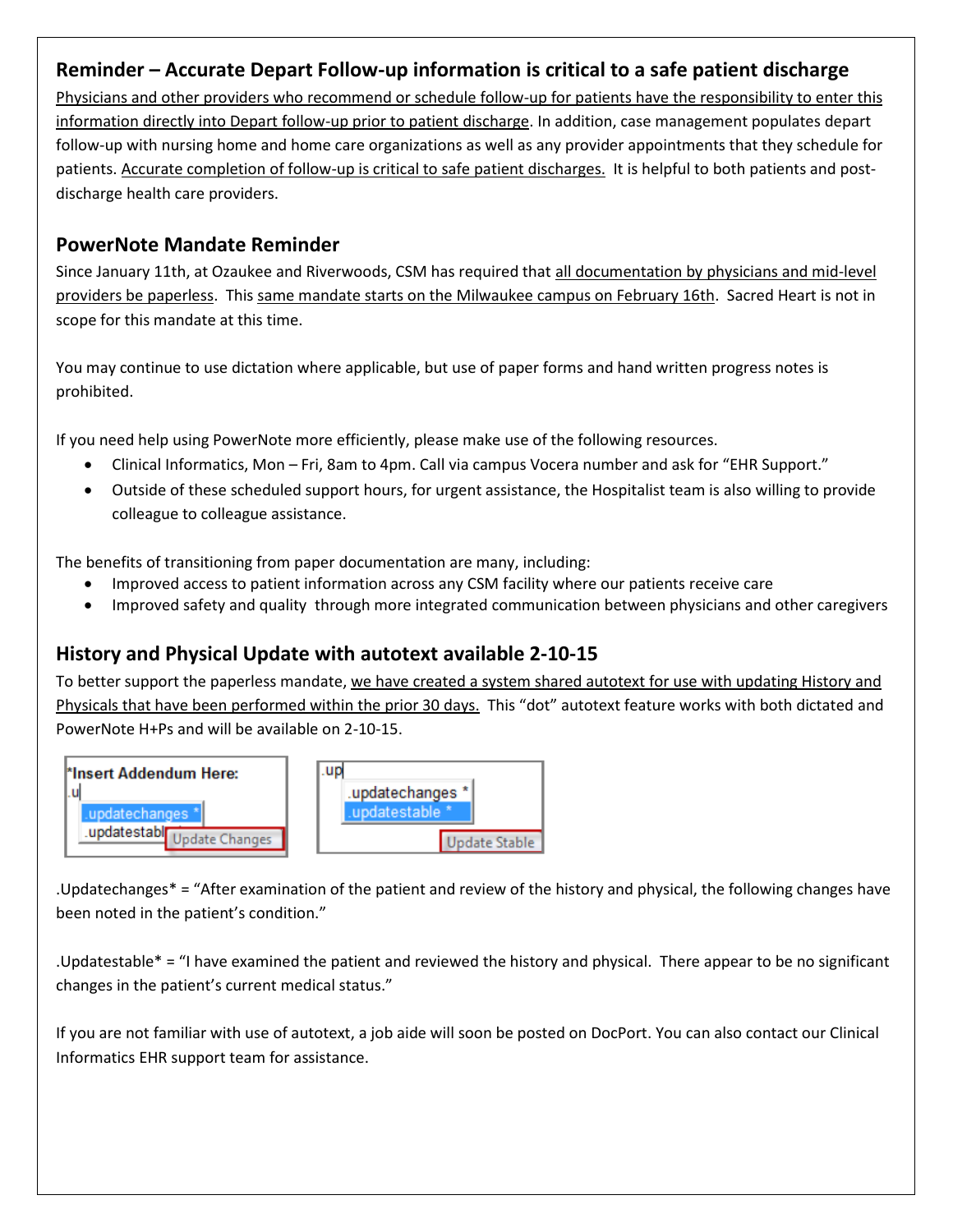## Reminder – Accurate Depart Follow-up information is critical to a safe patient discharge

Physicians and other providers who recommend or schedule follow-up for patients have the responsibility to enter this information directly into Depart follow-up prior to patient discharge. In addition, case management populates depart follow-up with nursing home and home care organizations as well as any provider appointments that they schedule for patients. Accurate completion of follow-up is critical to safe patient discharges. It is helpful to both patients and post-discharge health care providers.

## PowerNote Mandate Reminder

Since January 11th, at Ozaukee and Riverwoods, CSM has required that all documentation by physicians and mid-level providers be paperless. This same mandate starts on the Milwaukee campus on February 16th. Sacred Heart is not in scope for this mandate at this time.

You may continue to use dictation where applicable, but use of paper forms and hand written progress notes is prohibited.

If you need help using PowerNote more efficiently, please make use of the following resources.

- Clinical Informatics, Mon – Fri, 8am to 4pm. Call via campus Vocera number and ask for "EHR Support."
- Outside of these scheduled support hours, for urgent assistance, the Hospitalist team is also willing to provide colleague to colleague assistance.

The benefits of transitioning from paper documentation are many, including:

- Improved access to patient information across any CSM facility where our patients receive care
- Improved safety and quality through more integrated communication between physicians and other caregivers

## History and Physical Update with autotext available 2-10-15

To better support the paperless mandate, we have created a system shared autotext for use with updating History and Physicals that have been performed within the prior 30 days. This "dot" autotext feature works with both dictated and PowerNote H+Ps and will be available on 2-10-15.

*Insert Addendum Here:
.u
.updatechanges *
.updatestabl
Update Changes

.up
.updatechanges *
.updatestable *
Update Stable

.Updatechanges* = "After examination of the patient and review of the history and physical, the following changes have been noted in the patient's condition."

.Updatestable* = "I have examined the patient and reviewed the history and physical. There appear to be no significant changes in the patient's current medical status."

If you are not familiar with use of autotext, a job aide will soon be posted on DocPort. You can also contact our Clinical Informatics EHR support team for assistance.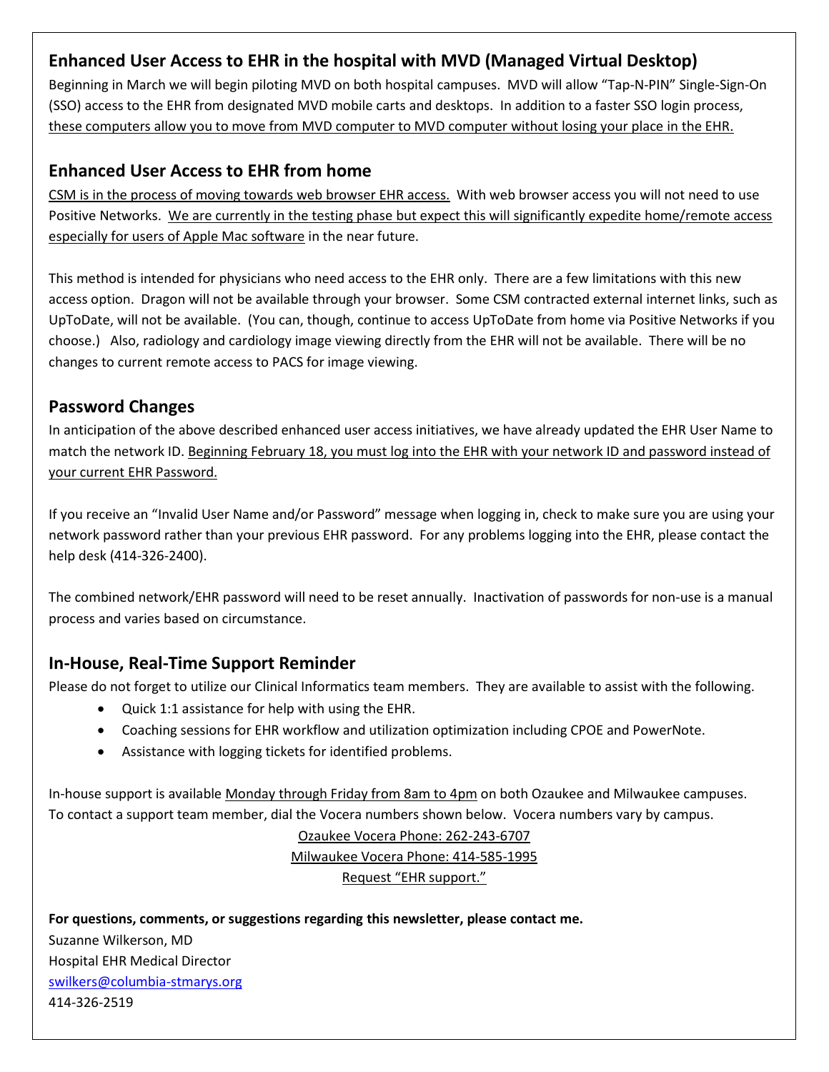## Enhanced User Access to EHR in the hospital with MVD (Managed Virtual Desktop)

Beginning in March we will begin piloting MVD on both hospital campuses. MVD will allow "Tap-N-PIN" Single-Sign-On (SSO) access to the EHR from designated MVD mobile carts and desktops. In addition to a faster SSO login process, these computers allow you to move from MVD computer to MVD computer without losing your place in the EHR.

## Enhanced User Access to EHR from home

CSM is in the process of moving towards web browser EHR access. With web browser access you will not need to use Positive Networks. We are currently in the testing phase but expect this will significantly expedite home/remote access especially for users of Apple Mac software in the near future.

This method is intended for physicians who need access to the EHR only. There are a few limitations with this new access option. Dragon will not be available through your browser. Some CSM contracted external internet links, such as UpToDate, will not be available. (You can, though, continue to access UpToDate from home via Positive Networks if you choose.) Also, radiology and cardiology image viewing directly from the EHR will not be available. There will be no changes to current remote access to PACS for image viewing.

## Password Changes

In anticipation of the above described enhanced user access initiatives, we have already updated the EHR User Name to match the network ID. Beginning February 18, you must log into the EHR with your network ID and password instead of your current EHR Password.

If you receive an "Invalid User Name and/or Password" message when logging in, check to make sure you are using your network password rather than your previous EHR password. For any problems logging into the EHR, please contact the help desk (414-326-2400).

The combined network/EHR password will need to be reset annually. Inactivation of passwords for non-use is a manual process and varies based on circumstance.

## In-House, Real-Time Support Reminder

Please do not forget to utilize our Clinical Informatics team members. They are available to assist with the following.

- Quick 1:1 assistance for help with using the EHR.
- Coaching sessions for EHR workflow and utilization optimization including CPOE and PowerNote.
- Assistance with logging tickets for identified problems.

In-house support is available Monday through Friday from 8am to 4pm on both Ozaukee and Milwaukee campuses. To contact a support team member, dial the Vocera numbers shown below. Vocera numbers vary by campus.

Ozaukee Vocera Phone: 262-243-6707

Milwaukee Vocera Phone: 414-585-1995

Request "EHR support."

**For questions, comments, or suggestions regarding this newsletter, please contact me.**

Suzanne Wilkerson, MD
Hospital EHR Medical Director
swilkers@columbia-stmarys.org
414-326-2519